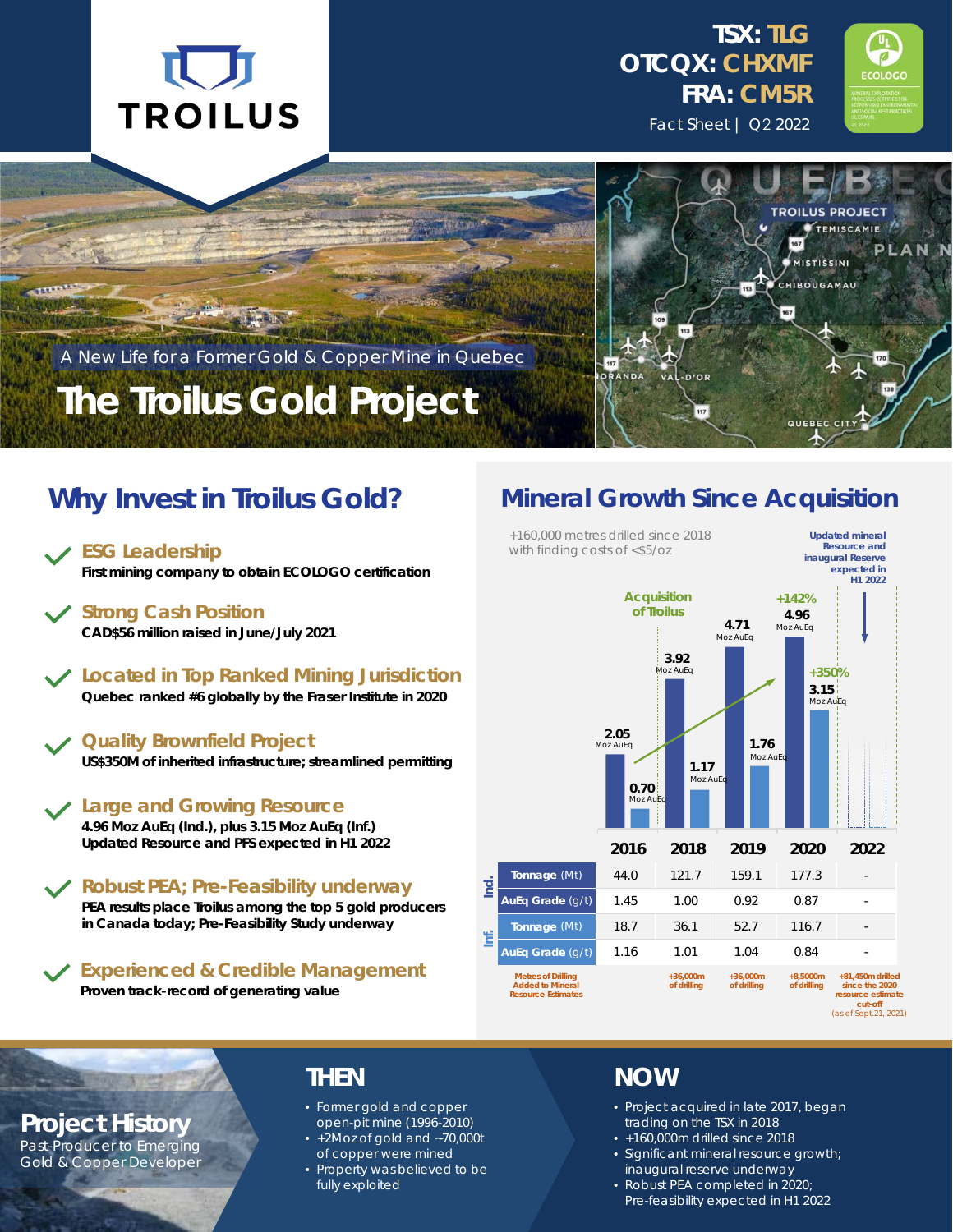# TROILUS

**TSX: TLG**
**OTCQX: CHXMF**
**FRA: CM5R**

Fact Sheet | Q2 2022

A New Life for a Former Gold & Copper Mine in Quebec

# The Troilus Gold Project

## Why Invest in Troilus Gold?

- **ESG Leadership**
  First mining company to obtain ECOLOGO certification
- **Strong Cash Position**
  CAD$56 million raised in June/July 2021
- **Located in Top Ranked Mining Jurisdiction**
  Quebec ranked #6 globally by the Fraser Institute in 2020
- **Quality Brownfield Project**
  US$350M of inherited infrastructure; streamlined permitting
- **Large and Growing Resource**
  4.96 Moz AuEq (Ind.), plus 3.15 Moz AuEq (Inf.)
  Updated Resource and PFS expected in H1 2022
- **Robust PEA; Pre-Feasibility underway**
  PEA results place Troilus among the top 5 gold producers in Canada today; Pre-Feasibility Study underway
- **Experienced & Credible Management**
  Proven track-record of generating value

## Mineral Growth Since Acquisition

+160,000 metres drilled since 2018 with finding costs of <$5/oz

Acquisition of Troilus (between 2016 and 2018)

Updated mineral Resource and inaugural Reserve expected in H1 2022

+142% (Indicated), +350% (Inferred)

| | | 2016 | 2018 | 2019 | 2020 | 2022 |
|---|---|---|---|---|---|---|
| | Indicated (Moz AuEq) | 2.05 | 3.92 | 4.71 | 4.96 | |
| | Inferred (Moz AuEq) | 0.70 | 1.17 | 1.76 | 3.15 | |
| Ind. | Tonnage (Mt) | 44.0 | 121.7 | 159.1 | 177.3 | - |
| | AuEq Grade (g/t) | 1.45 | 1.00 | 0.92 | 0.87 | - |
| Inf. | Tonnage (Mt) | 18.7 | 36.1 | 52.7 | 116.7 | - |
| | AuEq Grade (g/t) | 1.16 | 1.01 | 1.04 | 0.84 | - |
| Metres of Drilling Added to Mineral Resource Estimates | | | +36,000m of drilling | +36,000m of drilling | +8,5000m of drilling | +81,450m drilled since the 2020 resource estimate cut-off (as of Sept.21, 2021) |

## Project History

Past-Producer to Emerging Gold & Copper Developer

### THEN

- Former gold and copper open-pit mine (1996-2010)
- +2Moz of gold and ~70,000t of copper were mined
- Property was believed to be fully exploited

### NOW

- Project acquired in late 2017, began trading on the TSX in 2018
- +160,000m drilled since 2018
- Significant mineral resource growth; inaugural reserve underway
- Robust PEA completed in 2020; Pre-feasibility expected in H1 2022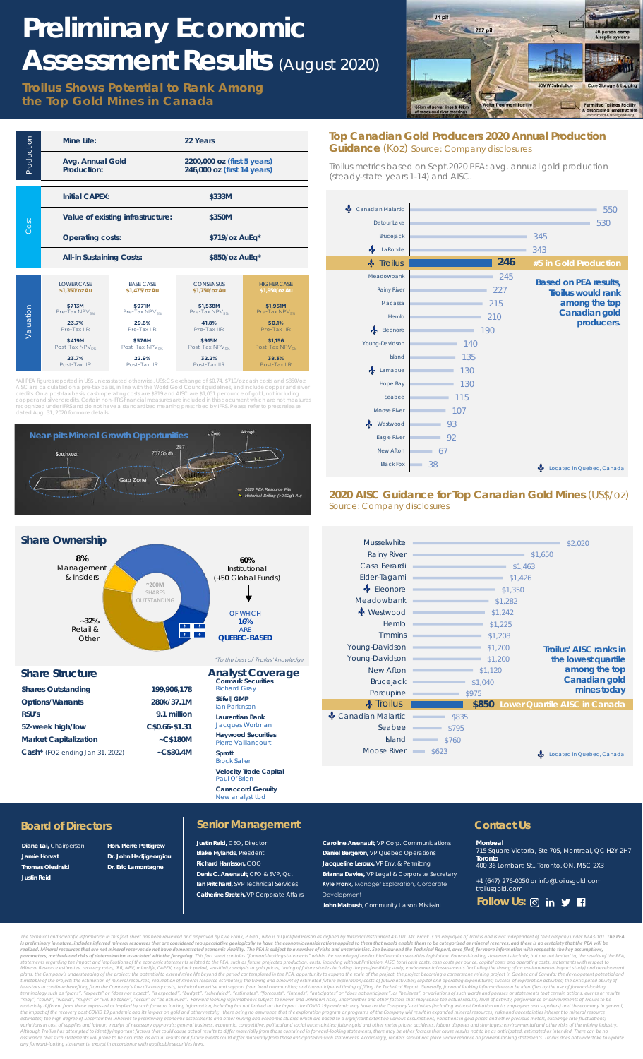# Preliminary Economic Assessment Results (August 2020)

**Troilus Shows Potential to Rank Among the Top Gold Mines in Canada**

J4 pit
Z87 pit
60-person camp & septic systems
50MW Substation
Core Storage & Logging
~86km of power lines & 40km of roads and river crossings
Water Treatment Facility
Permitted Tailings Facility & associated infrastructure

| | | |
|---|---|---|
| Production | **Mine Life:** | **22 Years** |
| | **Avg. Annual Gold Production:** | **2200,000 oz (first 5 years)** **246,000 oz (first 14 years)** |
| Cost | **Initial CAPEX:** | **$333M** |
| | **Value of existing infrastructure:** | **$350M** |
| | **Operating costs:** | **$719/oz AuEq*** |
| | **All-in Sustaining Costs:** | **$850/oz AuEq*** |

| Valuation | LOWER CASE $1,350/oz Au | BASE CASE $1,475/oz Au | CONSENSUS $1,750/oz Au | HIGHER CASE $1,950/oz Au |
|---|---|---|---|---|
| Pre-Tax $NPV_{5\%}$ | $713M | $971M | $1,538M | $1,951M |
| Pre-Tax IIR | 23.7% | 29.6% | 41.8% | 50.1% |
| Post-Tax $NPV_{5\%}$ | $419M | $576M | $915M | $1,156 |
| Post-Tax IIR | 23.7% | 22.9% | 32.2% | 38.3% |

*All PEA figures reported in US$ unless stated otherwise. US$/C$ exchange of $0.74. $719/oz cash costs and $850/oz AISC are calculated on a pre-tax basis, in line with the World Gold Council guidelines, and include copper and silver credits. On a post-tax basis, cash operating costs are $919 and AISC are $1,051 per ounce of gold, not including copper and silver credits. Certain non-IFRS financial measures are included in this document which are not measures recognized under IFRS and do not have a standardized meaning prescribed by IFRS. Please refer to press release dated Aug. 31, 2020 for more details.

## Near-pits Mineral Growth Opportunities

Southwest
Z87 South
Z87
J Zone
Allonge
Gap Zone
2020 PEA Resource Pits
Historical Drilling (>0.5g/t Au)

## Top Canadian Gold Producers 2020 Annual Production Guidance (Koz) Source: Company disclosures

Troilus metrics based on Sept.2020 PEA: avg. annual gold production (steady-state years 1-14) and AISC.

Canadian Malartic 550
Detour Lake 530
Brucejack 345
LaRonde 343
Troilus 246 — #5 in Gold Production
Meadowbank 245
Rainy River 227
Macassa 215
Hemlo 210
Eleonore 190
Young-Davidson 140
Island 135
Lamaque 130
Hope Bay 130
Seabee 115
Moose River 107
Westwood 93
Eagle River 92
New Afton 67
Black Fox 38

Based on PEA results, Troilus would rank among the top Canadian gold producers.

Located in Quebec, Canada

## 2020 AISC Guidance for Top Canadian Gold Mines (US$/oz) Source: Company disclosures

Musselwhite $2,020
Rainy River $1,650
Casa Berardi $1,463
Elder-Tagami $1,426
Eleonore $1,350
Meadowbank $1,282
Westwood $1,242
Hemlo $1,225
Timmins $1,208
Young-Davidson $1,200
Young-Davidson $1,200
New Afton $1,120
Brucejack $1,040
Porcupine $975
Troilus $850 — Lower Quartile AISC in Canada
Canadian Malartic $835
Seabee $795
Island $760
Moose River $623

Troilus' AISC ranks in the lowest quartile among the top Canadian gold mines today

Located in Quebec, Canada

## Share Ownership

8% Management & Insiders
~200M SHARES OUTSTANDING
60% Institutional (+50 Global Funds)
OF WHICH 16% ARE QUEBEC-BASED
~32% Retail & Other

*To the best of Troilus' knowledge

## Share Structure

| | |
|---|---|
| **Shares Outstanding** | 199,906,178 |
| **Options/Warrants** | 280k/37.1M |
| **RSU's** | 9.1 million |
| **52-week high/low** | C$0.66-$1.31 |
| **Market Capitalization** | ~C$180M |
| **Cash*** (FQ2 ending Jan 31, 2022) | ~C$30.4M |

## Analyst Coverage

**Cormark Securities** Richard Gray
**Stifel| GMP** Ian Parkinson
**Laurentian Bank** Jacques Wortman
**Haywood Securities** Pierre Vaillancourt
**Sprott** Brock Salier
**Velocity Trade Capital** Paul O'Brien
**Canaccord Genuity** New analyst tbd

## Board of Directors

**Diane Lai,** Chairperson
**Jamie Horvat**
**Thomas Olesinski**
**Justin Reid**
**Hon. Pierre Pettigrew**
**Dr. John Hadjigeorgiou**
**Dr. Eric Lamontagne**

## Senior Management

**Justin Reid,** CEO, Director
**Blake Hylands,** President
**Richard Harrison,** COO
**Denis C. Arsenault,** CFO & SVP, Cc.
**Ian Pritchard,** SVP Technical Services
**Catherine Stretch,** VP Corporate Affairs
**Caroline Arsenault,** VP Corp. Communications
**Daniel Bergeron,** VP Quebec Operations
**Jacqueline Leroux,** VP Env. & Permitting
**Brianna Davies,** VP Legal & Corporate Secretary
**Kyle Frank,** Manager Exploration, Corporate Development
**John Matoush,** Community Liaison Mistissini

## Contact Us

**Montreal**
715 Square Victoria, Ste 705, Montreal, QC H2Y 2H7
**Toronto**
400-36 Lombard St., Toronto, ON, M5C 2X3

+1 (647) 276-0050 or info@troilusgold.com
troilusgold.com

**Follow Us:**

*The technical and scientific information in this fact sheet has been reviewed and approved by Kyle Frank, P. Geo., who is a Qualified Person as defined by National Instrument 43-101. Mr. Frank is an employee of Troilus and is not independent of the Company under NI 43-101. **The PEA is preliminary in nature, includes inferred mineral resources that are considered too speculative geologically to have the economic considerations applied to them that would enable them to be categorized as mineral reserves, and there is no certainty that the PEA will be realized. Mineral resources that are not mineral reserves do not have demonstrated economic viability. The PEA is subject to a number of risks and uncertainties. See below and the Technical Report, once filed, for more information with respect to the key assumptions, parameters, methods and risks of determination associated with the foregoing.** This fact sheet contains "forward-looking statements" within the meaning of applicable Canadian securities legislation. Forward-looking statements include, but are not limited to, the results of the PEA, statements regarding the impact and implications of the economic statements related to the PEA, such as future projected production, costs, including without limitation, AISC, total cash costs, cash costs per ounce, capital costs and operating costs, statements with respect to Mineral Resource estimates, recovery rates, IRR, NPV, mine life, CAPEX, payback period, sensitivity analysis to gold prices, timing of future studies including the pre-feasibility study, environmental assessments (including the timing of an environmental impact study) and development plans, the Company's understanding of the project; the potential to extend mine life beyond the period contemplated in the PEA, opportunity to expand the scale of the project, the project becoming a cornerstone mining project in Quebec and Canada; the development potential and timetable of the project; the estimation of mineral resources; realization of mineral resource estimates; the timing and amount of estimated future exploration; costs of future activities; capital and operating expenditures; success of exploration activities; the anticipated ability of investors to continue benefiting from the Company's low discovery costs, technical expertise and support from local communities; and the anticipated timing of filing the Technical Report. Generally, forward looking information can be identified by the use of forward-looking terminology such as "plans", "expects" or "does not expect", "is expected", "budget", "scheduled", "estimates", "forecasts", "intends", "anticipates" or "does not anticipate", or "believes", or variations of such words and phrases or statements that certain actions, events or results "may", "could", "would", "might" or "will be taken", "occur" or "be achieved". Forward looking information is subject to known and unknown risks, uncertainties and other factors that may cause the actual results, level of activity, performance or achievements of Troilus to be materially different from those expressed or implied by such forward looking information, including but not limited to: the impact the COVID 19 pandemic may have on the Company's activities (including without limitation on its employees and suppliers) and the economy in general; the impact of the recovery post COVID 19 pandemic and its impact on gold and other metals; there being no assurance that the exploration program or programs of the Company will result in expanded mineral resources; risks and uncertainties inherent to mineral resource estimates; the high degree of uncertainties inherent to preliminary economic assessments and other mining and economic studies which are based to a significant extent on various assumptions; variations in gold prices and other precious metals, exchange rate fluctuations; variations in cost of supplies and labour; receipt of necessary approvals; general business, economic, competitive, political and social uncertainties; future gold and other metal prices; accidents, labour disputes and shortages; environmental and other risks of the mining industry. Although Troilus has attempted to identify important factors that could cause actual results to differ materially from those contained in forward-looking statements, there may be other factors that cause results not to be as anticipated, estimated or intended. There can be no assurance that such statements will prove to be accurate, as actual results and future events could differ materially from those anticipated in such statements. Accordingly, readers should not place undue reliance on forward-looking statements. Troilus does not undertake to update any forward-looking statements, except in accordance with applicable securities laws.*